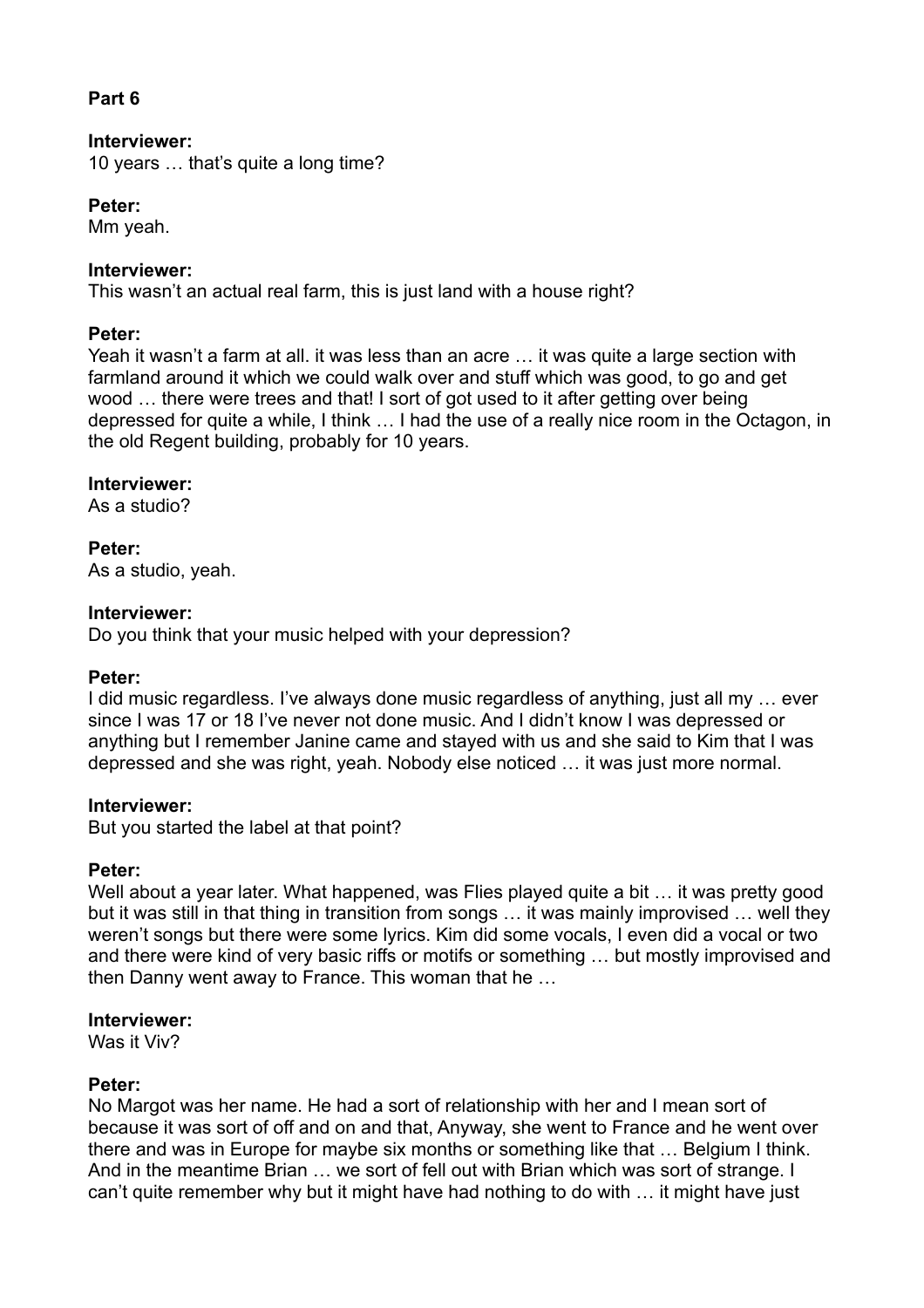**Part 6**

**Interviewer:**
10 years … that's quite a long time?

**Peter:**
Mm yeah.

**Interviewer:**
This wasn't an actual real farm, this is just land with a house right?

**Peter:**
Yeah it wasn't a farm at all. it was less than an acre … it was quite a large section with farmland around it which we could walk over and stuff which was good, to go and get wood … there were trees and that! I sort of got used to it after getting over being depressed for quite a while, I think … I had the use of a really nice room in the Octagon, in the old Regent building, probably for 10 years.

**Interviewer:**
As a studio?

**Peter:**
As a studio, yeah.

**Interviewer:**
Do you think that your music helped with your depression?

**Peter:**
I did music regardless. I've always done music regardless of anything, just all my … ever since I was 17 or 18 I've never not done music. And I didn't know I was depressed or anything but I remember Janine came and stayed with us and she said to Kim that I was depressed and she was right, yeah. Nobody else noticed … it was just more normal.

**Interviewer:**
But you started the label at that point?

**Peter:**
Well about a year later. What happened, was Flies played quite a bit … it was pretty good but it was still in that thing in transition from songs … it was mainly improvised … well they weren't songs but there were some lyrics. Kim did some vocals, I even did a vocal or two and there were kind of very basic riffs or motifs or something … but mostly improvised and then Danny went away to France. This woman that he …

**Interviewer:**
Was it Viv?

**Peter:**
No Margot was her name. He had a sort of relationship with her and I mean sort of because it was sort of off and on and that, Anyway, she went to France and he went over there and was in Europe for maybe six months or something like that … Belgium I think. And in the meantime Brian … we sort of fell out with Brian which was sort of strange. I can't quite remember why but it might have had nothing to do with … it might have just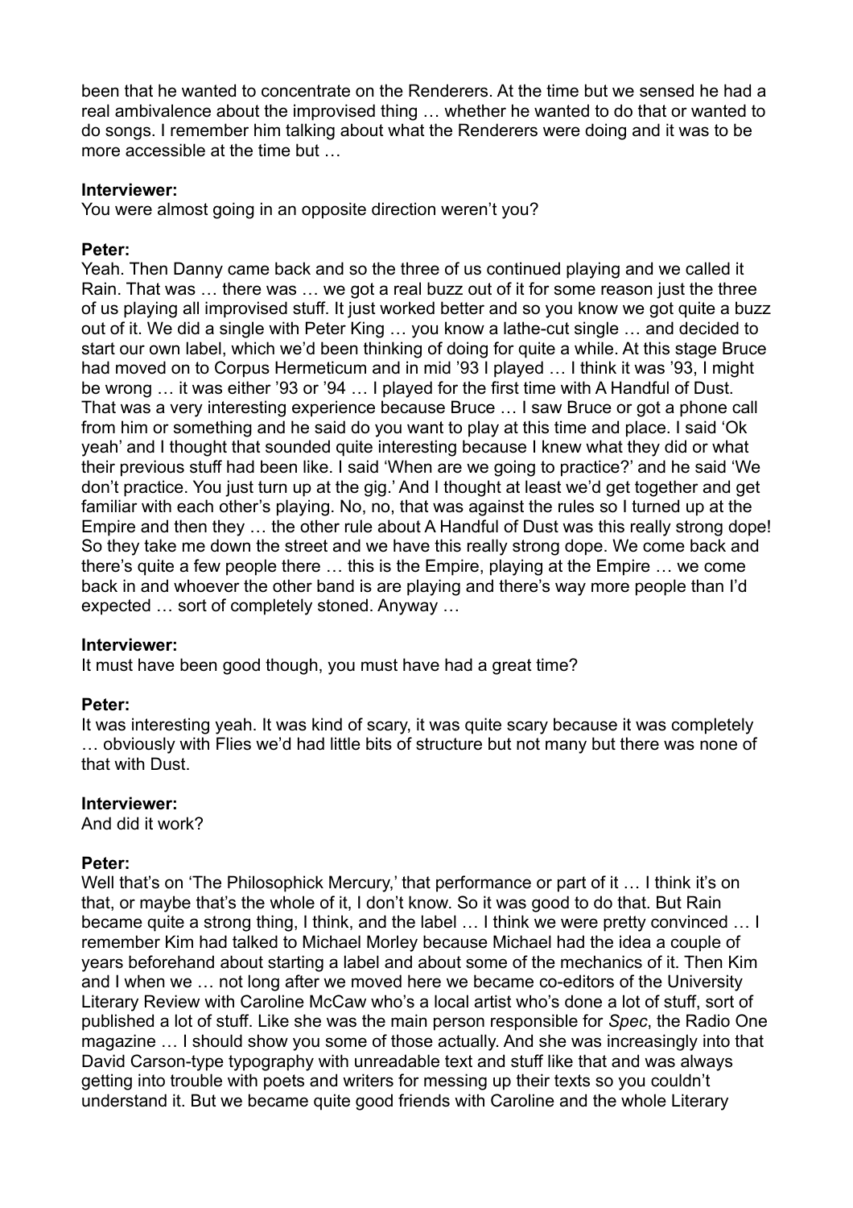been that he wanted to concentrate on the Renderers. At the time but we sensed he had a real ambivalence about the improvised thing … whether he wanted to do that or wanted to do songs. I remember him talking about what the Renderers were doing and it was to be more accessible at the time but …

**Interviewer:**
You were almost going in an opposite direction weren't you?

**Peter:**
Yeah. Then Danny came back and so the three of us continued playing and we called it Rain. That was … there was … we got a real buzz out of it for some reason just the three of us playing all improvised stuff. It just worked better and so you know we got quite a buzz out of it. We did a single with Peter King … you know a lathe-cut single … and decided to start our own label, which we'd been thinking of doing for quite a while. At this stage Bruce had moved on to Corpus Hermeticum and in mid '93 I played … I think it was '93, I might be wrong … it was either '93 or '94 … I played for the first time with A Handful of Dust. That was a very interesting experience because Bruce … I saw Bruce or got a phone call from him or something and he said do you want to play at this time and place. I said 'Ok yeah' and I thought that sounded quite interesting because I knew what they did or what their previous stuff had been like. I said 'When are we going to practice?' and he said 'We don't practice. You just turn up at the gig.' And I thought at least we'd get together and get familiar with each other's playing. No, no, that was against the rules so I turned up at the Empire and then they … the other rule about A Handful of Dust was this really strong dope! So they take me down the street and we have this really strong dope. We come back and there's quite a few people there … this is the Empire, playing at the Empire … we come back in and whoever the other band is are playing and there's way more people than I'd expected … sort of completely stoned. Anyway …

**Interviewer:**
It must have been good though, you must have had a great time?

**Peter:**
It was interesting yeah. It was kind of scary, it was quite scary because it was completely … obviously with Flies we'd had little bits of structure but not many but there was none of that with Dust.

**Interviewer:**
And did it work?

**Peter:**
Well that's on 'The Philosophick Mercury,' that performance or part of it … I think it's on that, or maybe that's the whole of it, I don't know. So it was good to do that. But Rain became quite a strong thing, I think, and the label … I think we were pretty convinced … I remember Kim had talked to Michael Morley because Michael had the idea a couple of years beforehand about starting a label and about some of the mechanics of it. Then Kim and I when we … not long after we moved here we became co-editors of the University Literary Review with Caroline McCaw who's a local artist who's done a lot of stuff, sort of published a lot of stuff. Like she was the main person responsible for *Spec*, the Radio One magazine … I should show you some of those actually. And she was increasingly into that David Carson-type typography with unreadable text and stuff like that and was always getting into trouble with poets and writers for messing up their texts so you couldn't understand it. But we became quite good friends with Caroline and the whole Literary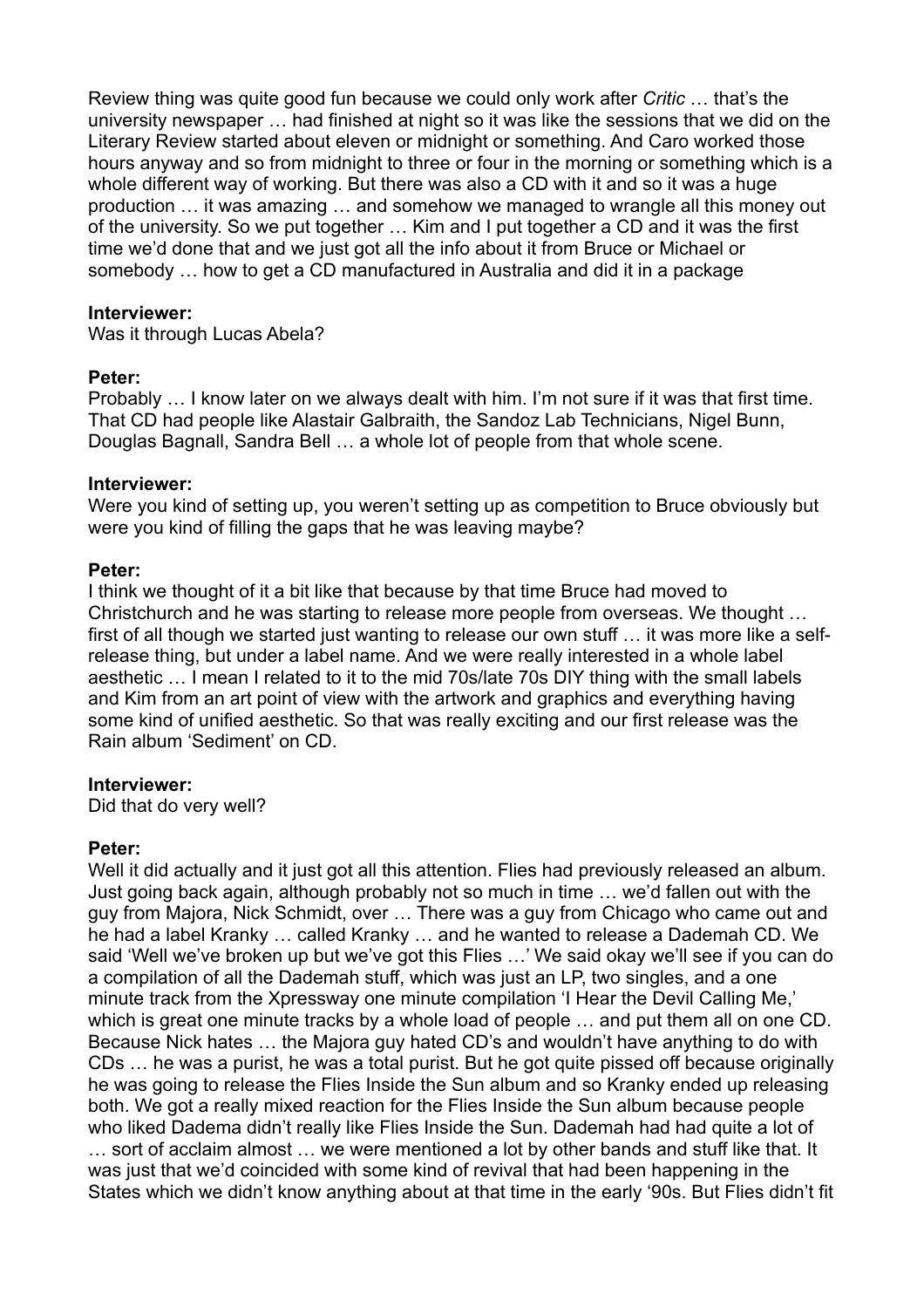Review thing was quite good fun because we could only work after *Critic* … that's the university newspaper … had finished at night so it was like the sessions that we did on the Literary Review started about eleven or midnight or something. And Caro worked those hours anyway and so from midnight to three or four in the morning or something which is a whole different way of working. But there was also a CD with it and so it was a huge production … it was amazing … and somehow we managed to wrangle all this money out of the university. So we put together … Kim and I put together a CD and it was the first time we'd done that and we just got all the info about it from Bruce or Michael or somebody … how to get a CD manufactured in Australia and did it in a package

**Interviewer:**
Was it through Lucas Abela?

**Peter:**
Probably … I know later on we always dealt with him. I'm not sure if it was that first time. That CD had people like Alastair Galbraith, the Sandoz Lab Technicians, Nigel Bunn, Douglas Bagnall, Sandra Bell … a whole lot of people from that whole scene.

**Interviewer:**
Were you kind of setting up, you weren't setting up as competition to Bruce obviously but were you kind of filling the gaps that he was leaving maybe?

**Peter:**
I think we thought of it a bit like that because by that time Bruce had moved to Christchurch and he was starting to release more people from overseas. We thought … first of all though we started just wanting to release our own stuff … it was more like a self-release thing, but under a label name. And we were really interested in a whole label aesthetic … I mean I related to it to the mid 70s/late 70s DIY thing with the small labels and Kim from an art point of view with the artwork and graphics and everything having some kind of unified aesthetic. So that was really exciting and our first release was the Rain album 'Sediment' on CD.

**Interviewer:**
Did that do very well?

**Peter:**
Well it did actually and it just got all this attention. Flies had previously released an album. Just going back again, although probably not so much in time … we'd fallen out with the guy from Majora, Nick Schmidt, over … There was a guy from Chicago who came out and he had a label Kranky … called Kranky … and he wanted to release a Dademah CD. We said 'Well we've broken up but we've got this Flies …' We said okay we'll see if you can do a compilation of all the Dademah stuff, which was just an LP, two singles, and a one minute track from the Xpressway one minute compilation 'I Hear the Devil Calling Me,' which is great one minute tracks by a whole load of people … and put them all on one CD. Because Nick hates … the Majora guy hated CD's and wouldn't have anything to do with CDs … he was a purist, he was a total purist. But he got quite pissed off because originally he was going to release the Flies Inside the Sun album and so Kranky ended up releasing both. We got a really mixed reaction for the Flies Inside the Sun album because people who liked Dadema didn't really like Flies Inside the Sun. Dademah had had quite a lot of … sort of acclaim almost … we were mentioned a lot by other bands and stuff like that. It was just that we'd coincided with some kind of revival that had been happening in the States which we didn't know anything about at that time in the early '90s. But Flies didn't fit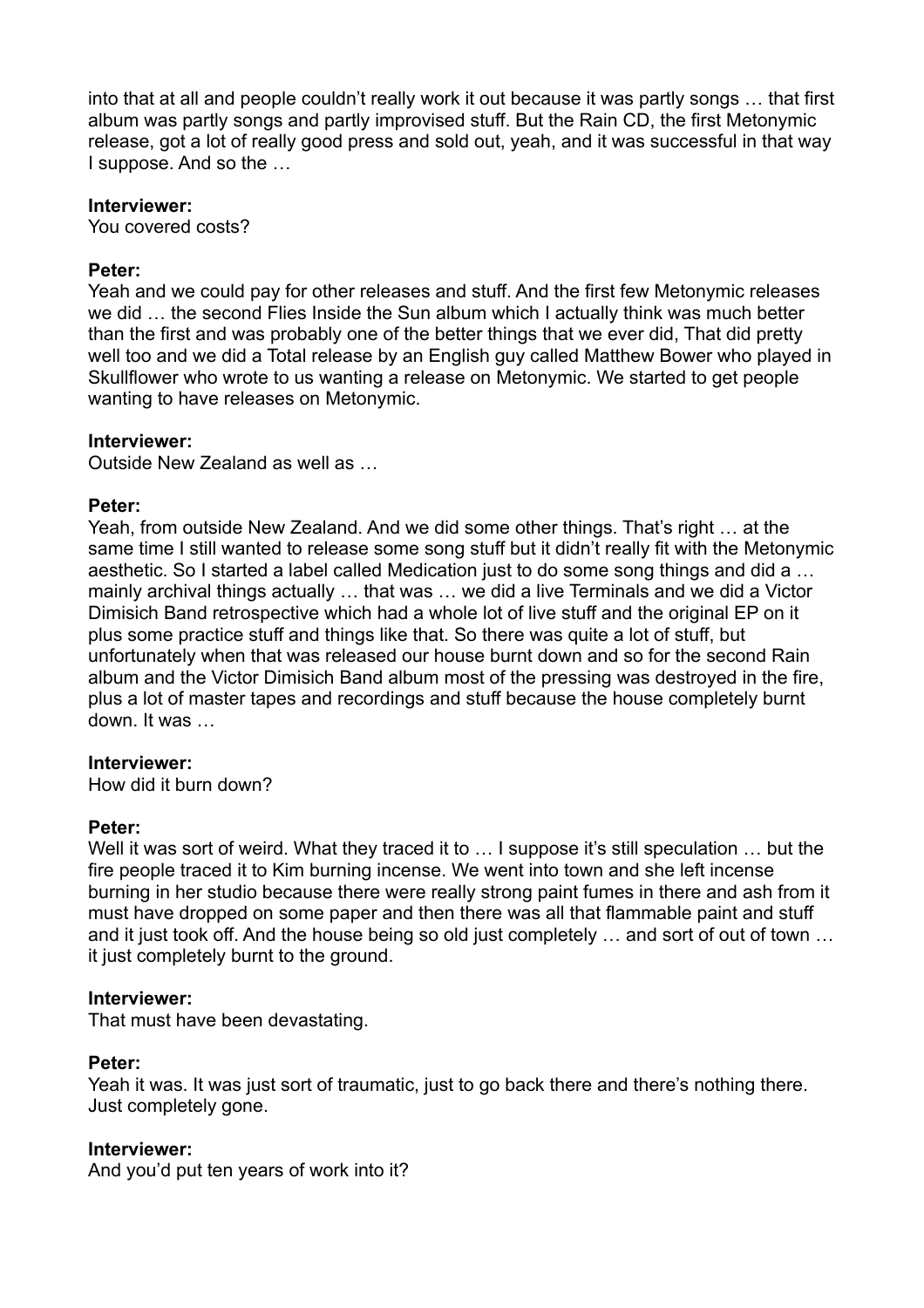into that at all and people couldn't really work it out because it was partly songs … that first album was partly songs and partly improvised stuff. But the Rain CD, the first Metonymic release, got a lot of really good press and sold out, yeah, and it was successful in that way I suppose. And so the …

**Interviewer:**
You covered costs?

**Peter:**
Yeah and we could pay for other releases and stuff. And the first few Metonymic releases we did … the second Flies Inside the Sun album which I actually think was much better than the first and was probably one of the better things that we ever did, That did pretty well too and we did a Total release by an English guy called Matthew Bower who played in Skullflower who wrote to us wanting a release on Metonymic. We started to get people wanting to have releases on Metonymic.

**Interviewer:**
Outside New Zealand as well as …

**Peter:**
Yeah, from outside New Zealand. And we did some other things. That's right … at the same time I still wanted to release some song stuff but it didn't really fit with the Metonymic aesthetic. So I started a label called Medication just to do some song things and did a … mainly archival things actually … that was … we did a live Terminals and we did a Victor Dimisich Band retrospective which had a whole lot of live stuff and the original EP on it plus some practice stuff and things like that. So there was quite a lot of stuff, but unfortunately when that was released our house burnt down and so for the second Rain album and the Victor Dimisich Band album most of the pressing was destroyed in the fire, plus a lot of master tapes and recordings and stuff because the house completely burnt down. It was …

**Interviewer:**
How did it burn down?

**Peter:**
Well it was sort of weird. What they traced it to … I suppose it's still speculation … but the fire people traced it to Kim burning incense. We went into town and she left incense burning in her studio because there were really strong paint fumes in there and ash from it must have dropped on some paper and then there was all that flammable paint and stuff and it just took off. And the house being so old just completely … and sort of out of town … it just completely burnt to the ground.

**Interviewer:**
That must have been devastating.

**Peter:**
Yeah it was. It was just sort of traumatic, just to go back there and there's nothing there. Just completely gone.

**Interviewer:**
And you'd put ten years of work into it?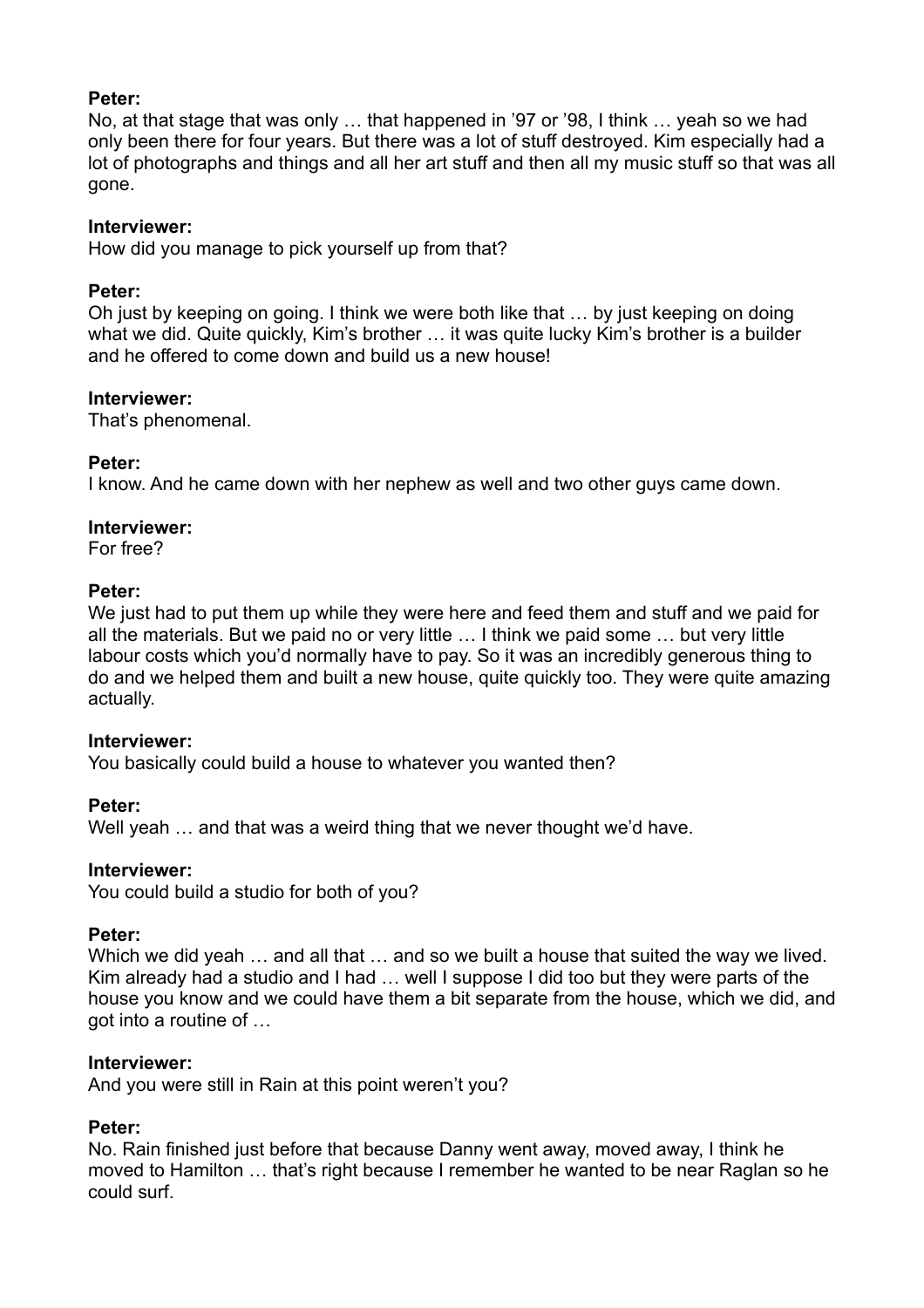**Peter:**
No, at that stage that was only … that happened in '97 or '98, I think … yeah so we had only been there for four years. But there was a lot of stuff destroyed. Kim especially had a lot of photographs and things and all her art stuff and then all my music stuff so that was all gone.

**Interviewer:**
How did you manage to pick yourself up from that?

**Peter:**
Oh just by keeping on going. I think we were both like that … by just keeping on doing what we did. Quite quickly, Kim's brother … it was quite lucky Kim's brother is a builder and he offered to come down and build us a new house!

**Interviewer:**
That's phenomenal.

**Peter:**
I know. And he came down with her nephew as well and two other guys came down.

**Interviewer:**
For free?

**Peter:**
We just had to put them up while they were here and feed them and stuff and we paid for all the materials. But we paid no or very little … I think we paid some … but very little labour costs which you'd normally have to pay. So it was an incredibly generous thing to do and we helped them and built a new house, quite quickly too. They were quite amazing actually.

**Interviewer:**
You basically could build a house to whatever you wanted then?

**Peter:**
Well yeah … and that was a weird thing that we never thought we'd have.

**Interviewer:**
You could build a studio for both of you?

**Peter:**
Which we did yeah … and all that … and so we built a house that suited the way we lived. Kim already had a studio and I had … well I suppose I did too but they were parts of the house you know and we could have them a bit separate from the house, which we did, and got into a routine of …

**Interviewer:**
And you were still in Rain at this point weren't you?

**Peter:**
No. Rain finished just before that because Danny went away, moved away, I think he moved to Hamilton … that's right because I remember he wanted to be near Raglan so he could surf.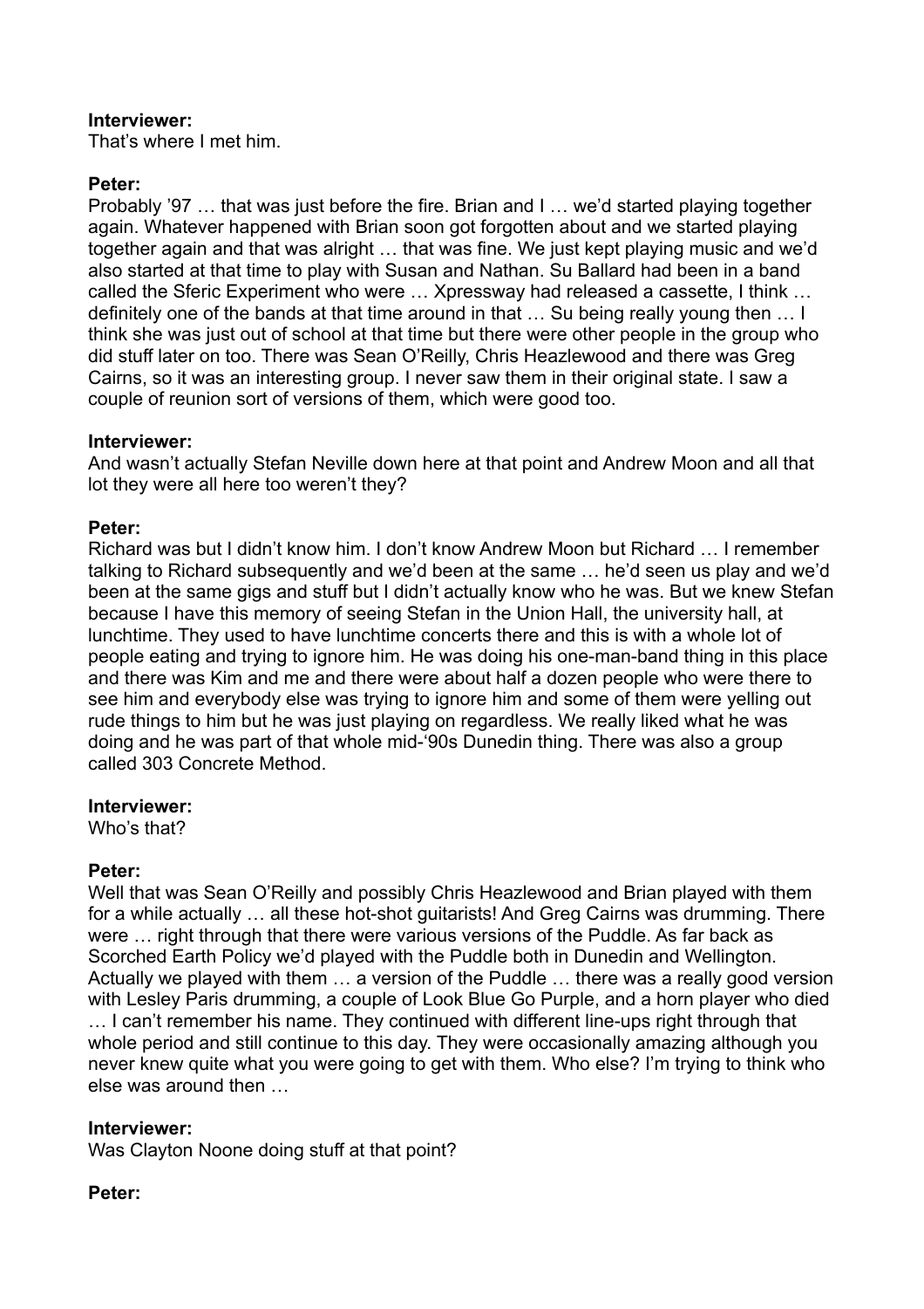**Interviewer:**
That's where I met him.

**Peter:**
Probably '97 … that was just before the fire. Brian and I … we'd started playing together again. Whatever happened with Brian soon got forgotten about and we started playing together again and that was alright … that was fine. We just kept playing music and we'd also started at that time to play with Susan and Nathan. Su Ballard had been in a band called the Sferic Experiment who were … Xpressway had released a cassette, I think … definitely one of the bands at that time around in that … Su being really young then … I think she was just out of school at that time but there were other people in the group who did stuff later on too. There was Sean O'Reilly, Chris Heazlewood and there was Greg Cairns, so it was an interesting group. I never saw them in their original state. I saw a couple of reunion sort of versions of them, which were good too.

**Interviewer:**
And wasn't actually Stefan Neville down here at that point and Andrew Moon and all that lot they were all here too weren't they?

**Peter:**
Richard was but I didn't know him. I don't know Andrew Moon but Richard … I remember talking to Richard subsequently and we'd been at the same … he'd seen us play and we'd been at the same gigs and stuff but I didn't actually know who he was. But we knew Stefan because I have this memory of seeing Stefan in the Union Hall, the university hall, at lunchtime. They used to have lunchtime concerts there and this is with a whole lot of people eating and trying to ignore him. He was doing his one-man-band thing in this place and there was Kim and me and there were about half a dozen people who were there to see him and everybody else was trying to ignore him and some of them were yelling out rude things to him but he was just playing on regardless. We really liked what he was doing and he was part of that whole mid-'90s Dunedin thing. There was also a group called 303 Concrete Method.

**Interviewer:**
Who's that?

**Peter:**
Well that was Sean O'Reilly and possibly Chris Heazlewood and Brian played with them for a while actually … all these hot-shot guitarists! And Greg Cairns was drumming. There were … right through that there were various versions of the Puddle. As far back as Scorched Earth Policy we'd played with the Puddle both in Dunedin and Wellington. Actually we played with them … a version of the Puddle … there was a really good version with Lesley Paris drumming, a couple of Look Blue Go Purple, and a horn player who died … I can't remember his name. They continued with different line-ups right through that whole period and still continue to this day. They were occasionally amazing although you never knew quite what you were going to get with them. Who else? I'm trying to think who else was around then …

**Interviewer:**
Was Clayton Noone doing stuff at that point?

**Peter:**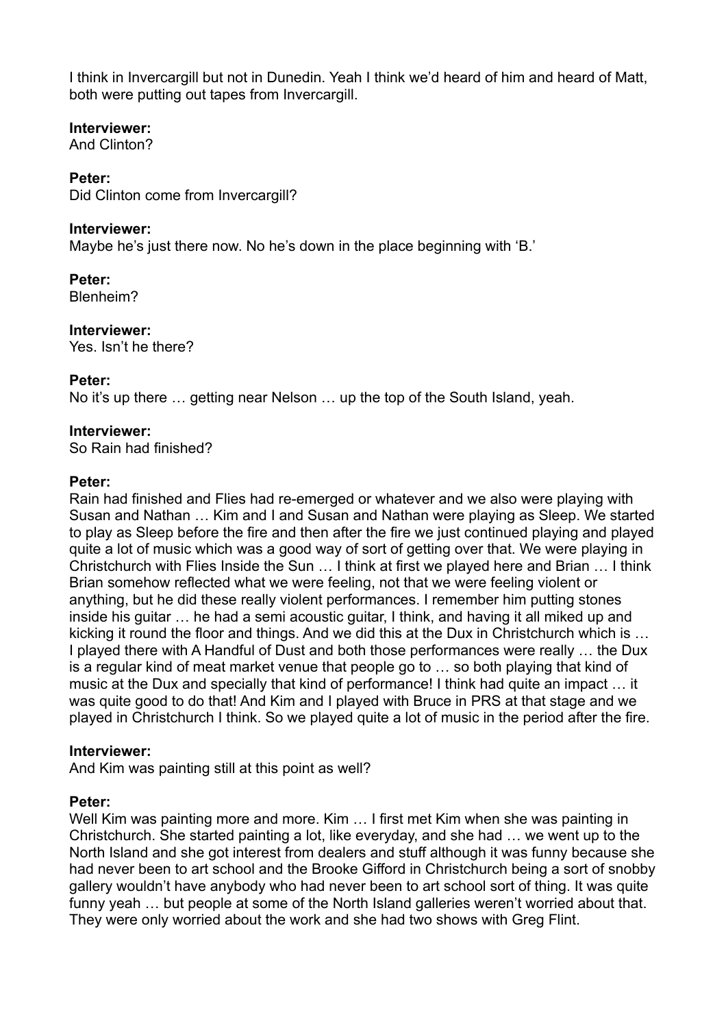I think in Invercargill but not in Dunedin. Yeah I think we'd heard of him and heard of Matt, both were putting out tapes from Invercargill.

**Interviewer:**
And Clinton?

**Peter:**
Did Clinton come from Invercargill?

**Interviewer:**
Maybe he's just there now. No he's down in the place beginning with 'B.'

**Peter:**
Blenheim?

**Interviewer:**
Yes. Isn't he there?

**Peter:**
No it's up there … getting near Nelson … up the top of the South Island, yeah.

**Interviewer:**
So Rain had finished?

**Peter:**
Rain had finished and Flies had re-emerged or whatever and we also were playing with Susan and Nathan … Kim and I and Susan and Nathan were playing as Sleep. We started to play as Sleep before the fire and then after the fire we just continued playing and played quite a lot of music which was a good way of sort of getting over that. We were playing in Christchurch with Flies Inside the Sun … I think at first we played here and Brian … I think Brian somehow reflected what we were feeling, not that we were feeling violent or anything, but he did these really violent performances. I remember him putting stones inside his guitar … he had a semi acoustic guitar, I think, and having it all miked up and kicking it round the floor and things. And we did this at the Dux in Christchurch which is … I played there with A Handful of Dust and both those performances were really … the Dux is a regular kind of meat market venue that people go to … so both playing that kind of music at the Dux and specially that kind of performance! I think had quite an impact … it was quite good to do that! And Kim and I played with Bruce in PRS at that stage and we played in Christchurch I think. So we played quite a lot of music in the period after the fire.

**Interviewer:**
And Kim was painting still at this point as well?

**Peter:**
Well Kim was painting more and more. Kim … I first met Kim when she was painting in Christchurch. She started painting a lot, like everyday, and she had … we went up to the North Island and she got interest from dealers and stuff although it was funny because she had never been to art school and the Brooke Gifford in Christchurch being a sort of snobby gallery wouldn't have anybody who had never been to art school sort of thing. It was quite funny yeah … but people at some of the North Island galleries weren't worried about that. They were only worried about the work and she had two shows with Greg Flint.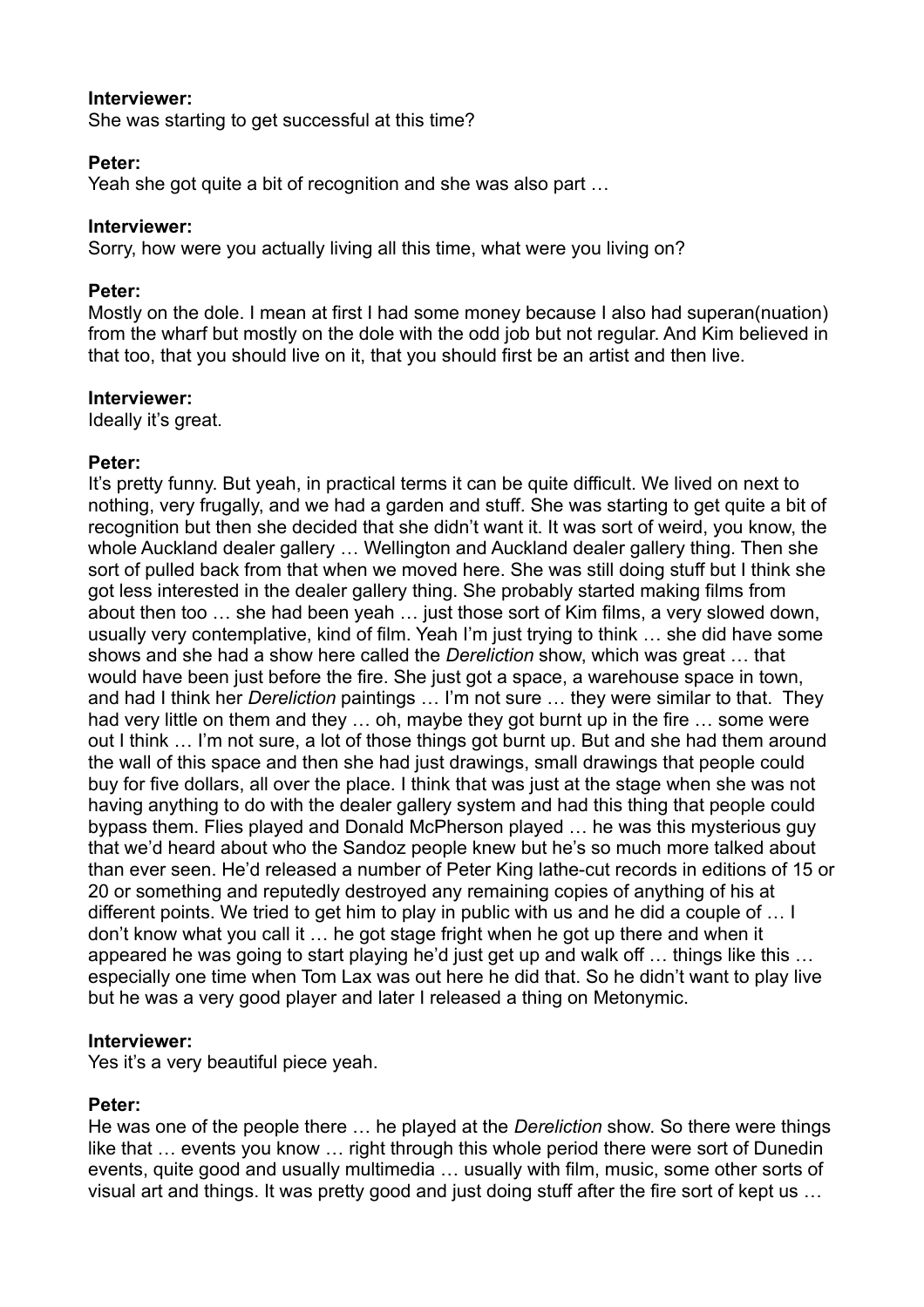**Interviewer:**
She was starting to get successful at this time?

**Peter:**
Yeah she got quite a bit of recognition and she was also part …

**Interviewer:**
Sorry, how were you actually living all this time, what were you living on?

**Peter:**
Mostly on the dole. I mean at first I had some money because I also had superan(nuation) from the wharf but mostly on the dole with the odd job but not regular. And Kim believed in that too, that you should live on it, that you should first be an artist and then live.

**Interviewer:**
Ideally it's great.

**Peter:**
It's pretty funny. But yeah, in practical terms it can be quite difficult. We lived on next to nothing, very frugally, and we had a garden and stuff. She was starting to get quite a bit of recognition but then she decided that she didn't want it. It was sort of weird, you know, the whole Auckland dealer gallery … Wellington and Auckland dealer gallery thing. Then she sort of pulled back from that when we moved here. She was still doing stuff but I think she got less interested in the dealer gallery thing. She probably started making films from about then too … she had been yeah … just those sort of Kim films, a very slowed down, usually very contemplative, kind of film. Yeah I'm just trying to think … she did have some shows and she had a show here called the *Dereliction* show, which was great … that would have been just before the fire. She just got a space, a warehouse space in town, and had I think her *Dereliction* paintings … I'm not sure … they were similar to that. They had very little on them and they … oh, maybe they got burnt up in the fire … some were out I think … I'm not sure, a lot of those things got burnt up. But and she had them around the wall of this space and then she had just drawings, small drawings that people could buy for five dollars, all over the place. I think that was just at the stage when she was not having anything to do with the dealer gallery system and had this thing that people could bypass them. Flies played and Donald McPherson played … he was this mysterious guy that we'd heard about who the Sandoz people knew but he's so much more talked about than ever seen. He'd released a number of Peter King lathe-cut records in editions of 15 or 20 or something and reputedly destroyed any remaining copies of anything of his at different points. We tried to get him to play in public with us and he did a couple of … I don't know what you call it … he got stage fright when he got up there and when it appeared he was going to start playing he'd just get up and walk off … things like this … especially one time when Tom Lax was out here he did that. So he didn't want to play live but he was a very good player and later I released a thing on Metonymic.

**Interviewer:**
Yes it's a very beautiful piece yeah.

**Peter:**
He was one of the people there … he played at the *Dereliction* show. So there were things like that … events you know … right through this whole period there were sort of Dunedin events, quite good and usually multimedia … usually with film, music, some other sorts of visual art and things. It was pretty good and just doing stuff after the fire sort of kept us …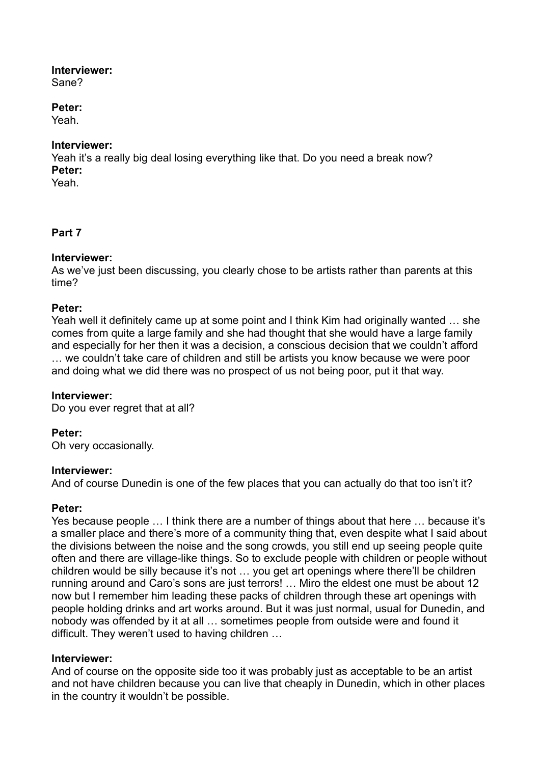**Interviewer:**
Sane?

**Peter:**
Yeah.

**Interviewer:**
Yeah it's a really big deal losing everything like that. Do you need a break now?
**Peter:**
Yeah.

## Part 7

**Interviewer:**
As we've just been discussing, you clearly chose to be artists rather than parents at this time?

**Peter:**
Yeah well it definitely came up at some point and I think Kim had originally wanted … she comes from quite a large family and she had thought that she would have a large family and especially for her then it was a decision, a conscious decision that we couldn't afford … we couldn't take care of children and still be artists you know because we were poor and doing what we did there was no prospect of us not being poor, put it that way.

**Interviewer:**
Do you ever regret that at all?

**Peter:**
Oh very occasionally.

**Interviewer:**
And of course Dunedin is one of the few places that you can actually do that too isn't it?

**Peter:**
Yes because people … I think there are a number of things about that here … because it's a smaller place and there's more of a community thing that, even despite what I said about the divisions between the noise and the song crowds, you still end up seeing people quite often and there are village-like things. So to exclude people with children or people without children would be silly because it's not … you get art openings where there'll be children running around and Caro's sons are just terrors! … Miro the eldest one must be about 12 now but I remember him leading these packs of children through these art openings with people holding drinks and art works around. But it was just normal, usual for Dunedin, and nobody was offended by it at all … sometimes people from outside were and found it difficult. They weren't used to having children …

**Interviewer:**
And of course on the opposite side too it was probably just as acceptable to be an artist and not have children because you can live that cheaply in Dunedin, which in other places in the country it wouldn't be possible.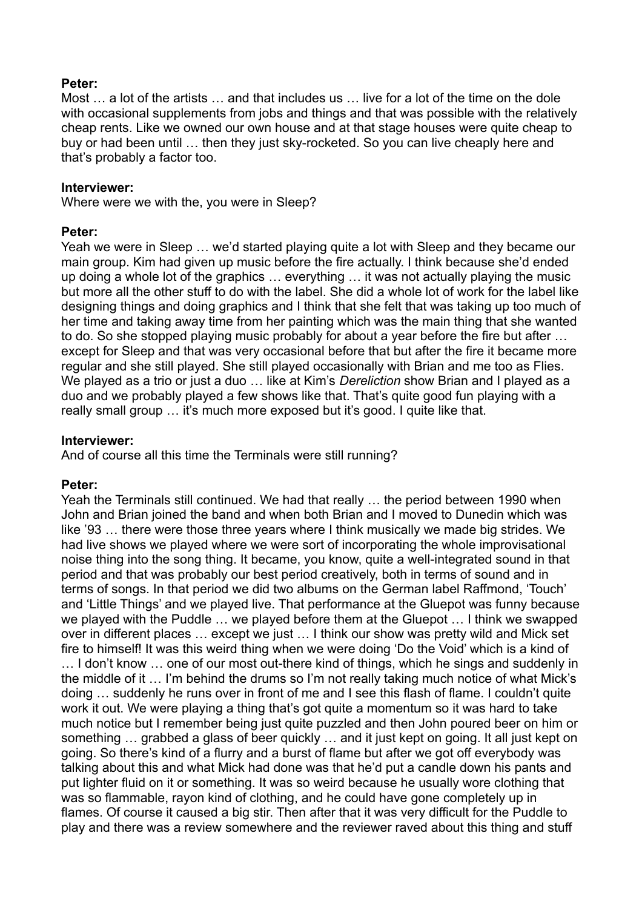**Peter:**
Most … a lot of the artists … and that includes us … live for a lot of the time on the dole with occasional supplements from jobs and things and that was possible with the relatively cheap rents. Like we owned our own house and at that stage houses were quite cheap to buy or had been until … then they just sky-rocketed. So you can live cheaply here and that's probably a factor too.

**Interviewer:**
Where were we with the, you were in Sleep?

**Peter:**
Yeah we were in Sleep … we'd started playing quite a lot with Sleep and they became our main group. Kim had given up music before the fire actually. I think because she'd ended up doing a whole lot of the graphics … everything … it was not actually playing the music but more all the other stuff to do with the label. She did a whole lot of work for the label like designing things and doing graphics and I think that she felt that was taking up too much of her time and taking away time from her painting which was the main thing that she wanted to do. So she stopped playing music probably for about a year before the fire but after … except for Sleep and that was very occasional before that but after the fire it became more regular and she still played. She still played occasionally with Brian and me too as Flies. We played as a trio or just a duo … like at Kim's *Dereliction* show Brian and I played as a duo and we probably played a few shows like that. That's quite good fun playing with a really small group … it's much more exposed but it's good. I quite like that.

**Interviewer:**
And of course all this time the Terminals were still running?

**Peter:**
Yeah the Terminals still continued. We had that really … the period between 1990 when John and Brian joined the band and when both Brian and I moved to Dunedin which was like '93 … there were those three years where I think musically we made big strides. We had live shows we played where we were sort of incorporating the whole improvisational noise thing into the song thing. It became, you know, quite a well-integrated sound in that period and that was probably our best period creatively, both in terms of sound and in terms of songs. In that period we did two albums on the German label Raffmond, 'Touch' and 'Little Things' and we played live. That performance at the Gluepot was funny because we played with the Puddle … we played before them at the Gluepot … I think we swapped over in different places … except we just … I think our show was pretty wild and Mick set fire to himself! It was this weird thing when we were doing 'Do the Void' which is a kind of … I don't know … one of our most out-there kind of things, which he sings and suddenly in the middle of it … I'm behind the drums so I'm not really taking much notice of what Mick's doing … suddenly he runs over in front of me and I see this flash of flame. I couldn't quite work it out. We were playing a thing that's got quite a momentum so it was hard to take much notice but I remember being just quite puzzled and then John poured beer on him or something … grabbed a glass of beer quickly … and it just kept on going. It all just kept on going. So there's kind of a flurry and a burst of flame but after we got off everybody was talking about this and what Mick had done was that he'd put a candle down his pants and put lighter fluid on it or something. It was so weird because he usually wore clothing that was so flammable, rayon kind of clothing, and he could have gone completely up in flames. Of course it caused a big stir. Then after that it was very difficult for the Puddle to play and there was a review somewhere and the reviewer raved about this thing and stuff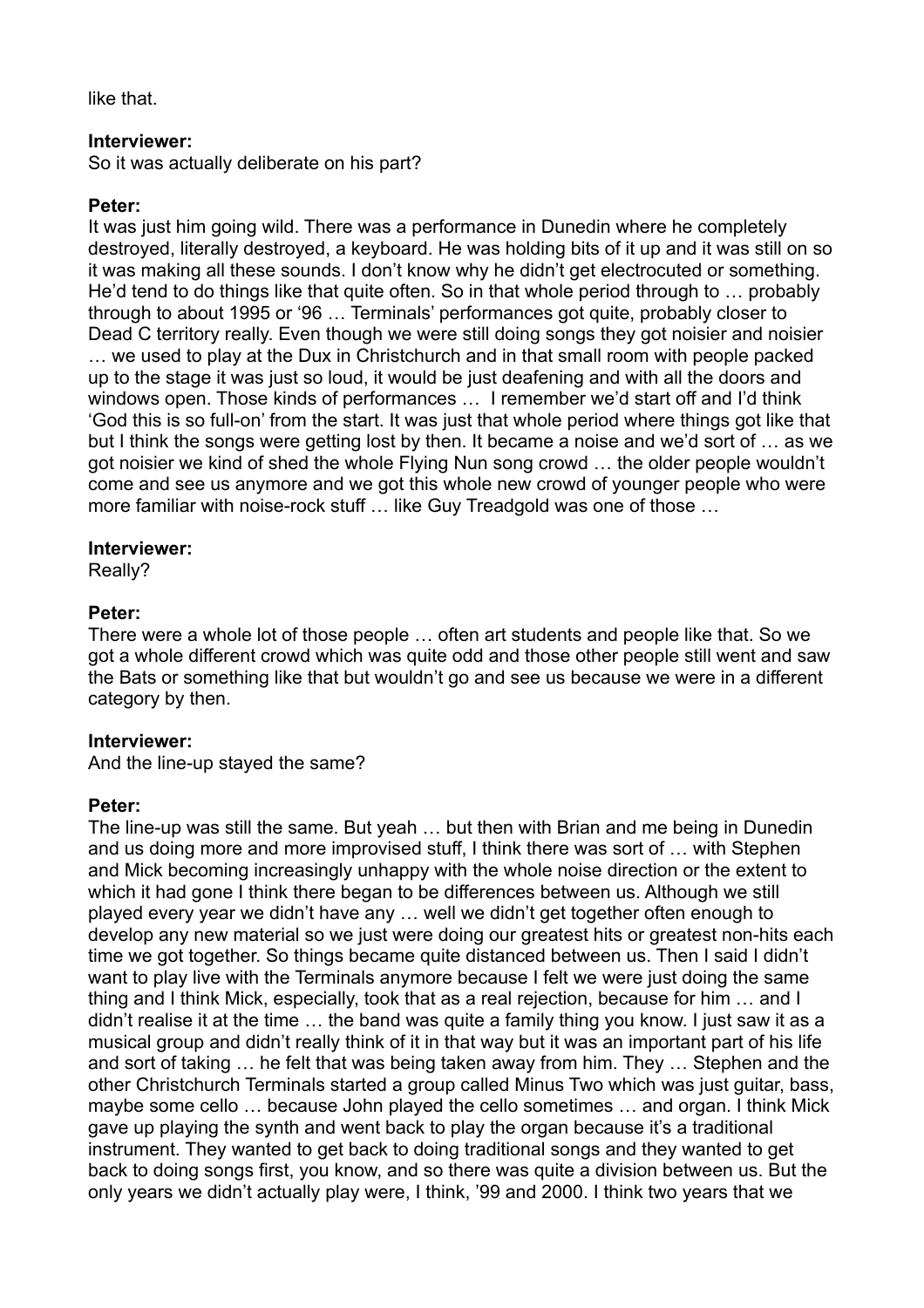like that.

**Interviewer:**
So it was actually deliberate on his part?

**Peter:**
It was just him going wild. There was a performance in Dunedin where he completely destroyed, literally destroyed, a keyboard. He was holding bits of it up and it was still on so it was making all these sounds. I don't know why he didn't get electrocuted or something. He'd tend to do things like that quite often. So in that whole period through to … probably through to about 1995 or '96 … Terminals' performances got quite, probably closer to Dead C territory really. Even though we were still doing songs they got noisier and noisier … we used to play at the Dux in Christchurch and in that small room with people packed up to the stage it was just so loud, it would be just deafening and with all the doors and windows open. Those kinds of performances … I remember we'd start off and I'd think 'God this is so full-on' from the start. It was just that whole period where things got like that but I think the songs were getting lost by then. It became a noise and we'd sort of … as we got noisier we kind of shed the whole Flying Nun song crowd … the older people wouldn't come and see us anymore and we got this whole new crowd of younger people who were more familiar with noise-rock stuff … like Guy Treadgold was one of those …

**Interviewer:**
Really?

**Peter:**
There were a whole lot of those people … often art students and people like that. So we got a whole different crowd which was quite odd and those other people still went and saw the Bats or something like that but wouldn't go and see us because we were in a different category by then.

**Interviewer:**
And the line-up stayed the same?

**Peter:**
The line-up was still the same. But yeah … but then with Brian and me being in Dunedin and us doing more and more improvised stuff, I think there was sort of … with Stephen and Mick becoming increasingly unhappy with the whole noise direction or the extent to which it had gone I think there began to be differences between us. Although we still played every year we didn't have any … well we didn't get together often enough to develop any new material so we just were doing our greatest hits or greatest non-hits each time we got together. So things became quite distanced between us. Then I said I didn't want to play live with the Terminals anymore because I felt we were just doing the same thing and I think Mick, especially, took that as a real rejection, because for him … and I didn't realise it at the time … the band was quite a family thing you know. I just saw it as a musical group and didn't really think of it in that way but it was an important part of his life and sort of taking … he felt that was being taken away from him. They … Stephen and the other Christchurch Terminals started a group called Minus Two which was just guitar, bass, maybe some cello … because John played the cello sometimes … and organ. I think Mick gave up playing the synth and went back to play the organ because it's a traditional instrument. They wanted to get back to doing traditional songs and they wanted to get back to doing songs first, you know, and so there was quite a division between us. But the only years we didn't actually play were, I think, '99 and 2000. I think two years that we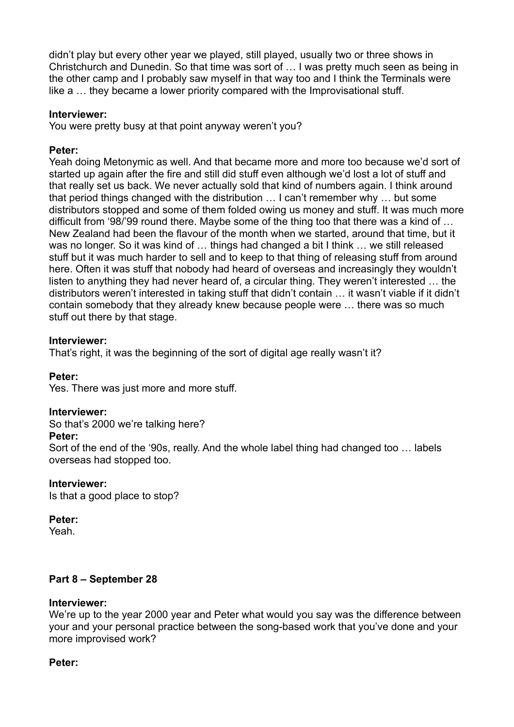didn't play but every other year we played, still played, usually two or three shows in Christchurch and Dunedin. So that time was sort of … I was pretty much seen as being in the other camp and I probably saw myself in that way too and I think the Terminals were like a … they became a lower priority compared with the Improvisational stuff.

**Interviewer:**
You were pretty busy at that point anyway weren't you?

**Peter:**
Yeah doing Metonymic as well. And that became more and more too because we'd sort of started up again after the fire and still did stuff even although we'd lost a lot of stuff and that really set us back. We never actually sold that kind of numbers again. I think around that period things changed with the distribution … I can't remember why … but some distributors stopped and some of them folded owing us money and stuff. It was much more difficult from '98/'99 round there. Maybe some of the thing too that there was a kind of … New Zealand had been the flavour of the month when we started, around that time, but it was no longer. So it was kind of … things had changed a bit I think … we still released stuff but it was much harder to sell and to keep to that thing of releasing stuff from around here. Often it was stuff that nobody had heard of overseas and increasingly they wouldn't listen to anything they had never heard of, a circular thing. They weren't interested … the distributors weren't interested in taking stuff that didn't contain … it wasn't viable if it didn't contain somebody that they already knew because people were … there was so much stuff out there by that stage.

**Interviewer:**
That's right, it was the beginning of the sort of digital age really wasn't it?

**Peter:**
Yes. There was just more and more stuff.

**Interviewer:**
So that's 2000 we're talking here?

**Peter:**
Sort of the end of the '90s, really. And the whole label thing had changed too … labels overseas had stopped too.

**Interviewer:**
Is that a good place to stop?

**Peter:**
Yeah.

## Part 8 – September 28

**Interviewer:**
We're up to the year 2000 year and Peter what would you say was the difference between your and your personal practice between the song-based work that you've done and your more improvised work?

**Peter:**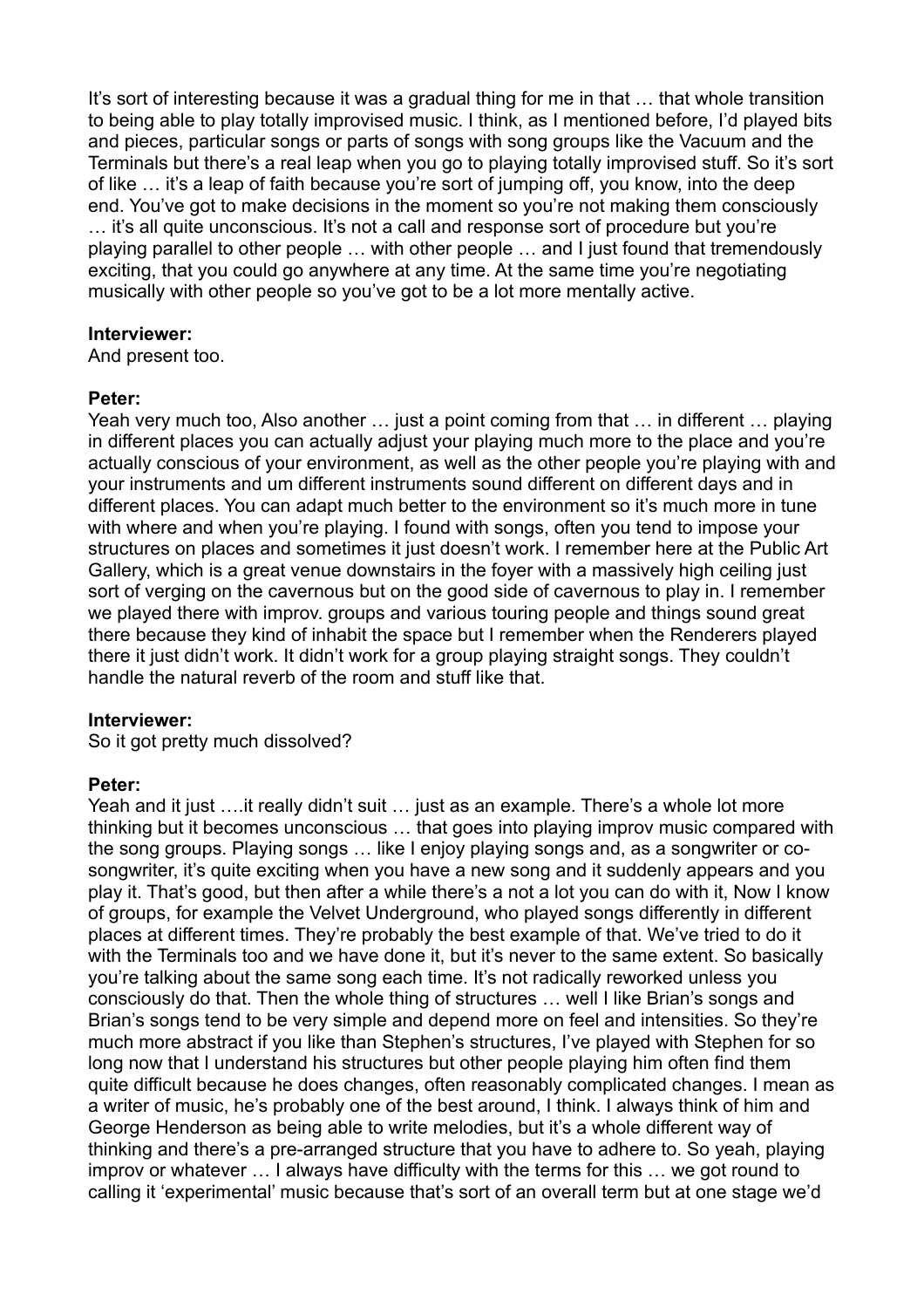It's sort of interesting because it was a gradual thing for me in that … that whole transition to being able to play totally improvised music. I think, as I mentioned before, I'd played bits and pieces, particular songs or parts of songs with song groups like the Vacuum and the Terminals but there's a real leap when you go to playing totally improvised stuff. So it's sort of like … it's a leap of faith because you're sort of jumping off, you know, into the deep end. You've got to make decisions in the moment so you're not making them consciously … it's all quite unconscious. It's not a call and response sort of procedure but you're playing parallel to other people … with other people … and I just found that tremendously exciting, that you could go anywhere at any time. At the same time you're negotiating musically with other people so you've got to be a lot more mentally active.

**Interviewer:**
And present too.

**Peter:**
Yeah very much too, Also another … just a point coming from that … in different … playing in different places you can actually adjust your playing much more to the place and you're actually conscious of your environment, as well as the other people you're playing with and your instruments and um different instruments sound different on different days and in different places. You can adapt much better to the environment so it's much more in tune with where and when you're playing. I found with songs, often you tend to impose your structures on places and sometimes it just doesn't work. I remember here at the Public Art Gallery, which is a great venue downstairs in the foyer with a massively high ceiling just sort of verging on the cavernous but on the good side of cavernous to play in. I remember we played there with improv. groups and various touring people and things sound great there because they kind of inhabit the space but I remember when the Renderers played there it just didn't work. It didn't work for a group playing straight songs. They couldn't handle the natural reverb of the room and stuff like that.

**Interviewer:**
So it got pretty much dissolved?

**Peter:**
Yeah and it just ….it really didn't suit … just as an example. There's a whole lot more thinking but it becomes unconscious … that goes into playing improv music compared with the song groups. Playing songs … like I enjoy playing songs and, as a songwriter or co-songwriter, it's quite exciting when you have a new song and it suddenly appears and you play it. That's good, but then after a while there's a not a lot you can do with it, Now I know of groups, for example the Velvet Underground, who played songs differently in different places at different times. They're probably the best example of that. We've tried to do it with the Terminals too and we have done it, but it's never to the same extent. So basically you're talking about the same song each time. It's not radically reworked unless you consciously do that. Then the whole thing of structures … well I like Brian's songs and Brian's songs tend to be very simple and depend more on feel and intensities. So they're much more abstract if you like than Stephen's structures, I've played with Stephen for so long now that I understand his structures but other people playing him often find them quite difficult because he does changes, often reasonably complicated changes. I mean as a writer of music, he's probably one of the best around, I think. I always think of him and George Henderson as being able to write melodies, but it's a whole different way of thinking and there's a pre-arranged structure that you have to adhere to. So yeah, playing improv or whatever … I always have difficulty with the terms for this … we got round to calling it 'experimental' music because that's sort of an overall term but at one stage we'd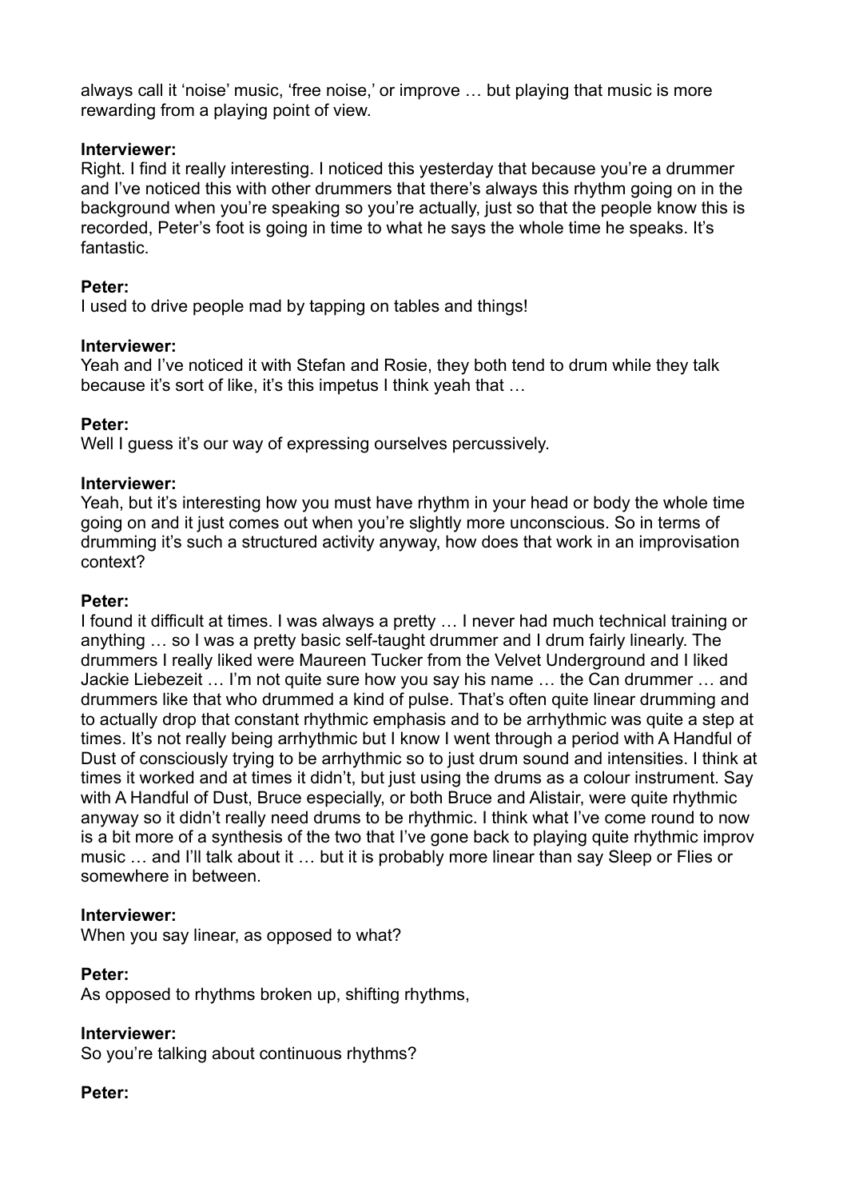always call it 'noise' music, 'free noise,' or improve … but playing that music is more rewarding from a playing point of view.

**Interviewer:**
Right. I find it really interesting. I noticed this yesterday that because you're a drummer and I've noticed this with other drummers that there's always this rhythm going on in the background when you're speaking so you're actually, just so that the people know this is recorded, Peter's foot is going in time to what he says the whole time he speaks. It's fantastic.

**Peter:**
I used to drive people mad by tapping on tables and things!

**Interviewer:**
Yeah and I've noticed it with Stefan and Rosie, they both tend to drum while they talk because it's sort of like, it's this impetus I think yeah that …

**Peter:**
Well I guess it's our way of expressing ourselves percussively.

**Interviewer:**
Yeah, but it's interesting how you must have rhythm in your head or body the whole time going on and it just comes out when you're slightly more unconscious. So in terms of drumming it's such a structured activity anyway, how does that work in an improvisation context?

**Peter:**
I found it difficult at times. I was always a pretty … I never had much technical training or anything … so I was a pretty basic self-taught drummer and I drum fairly linearly. The drummers I really liked were Maureen Tucker from the Velvet Underground and I liked Jackie Liebezeit … I'm not quite sure how you say his name … the Can drummer … and drummers like that who drummed a kind of pulse. That's often quite linear drumming and to actually drop that constant rhythmic emphasis and to be arrhythmic was quite a step at times. It's not really being arrhythmic but I know I went through a period with A Handful of Dust of consciously trying to be arrhythmic so to just drum sound and intensities. I think at times it worked and at times it didn't, but just using the drums as a colour instrument. Say with A Handful of Dust, Bruce especially, or both Bruce and Alistair, were quite rhythmic anyway so it didn't really need drums to be rhythmic. I think what I've come round to now is a bit more of a synthesis of the two that I've gone back to playing quite rhythmic improv music … and I'll talk about it … but it is probably more linear than say Sleep or Flies or somewhere in between.

**Interviewer:**
When you say linear, as opposed to what?

**Peter:**
As opposed to rhythms broken up, shifting rhythms,

**Interviewer:**
So you're talking about continuous rhythms?

**Peter:**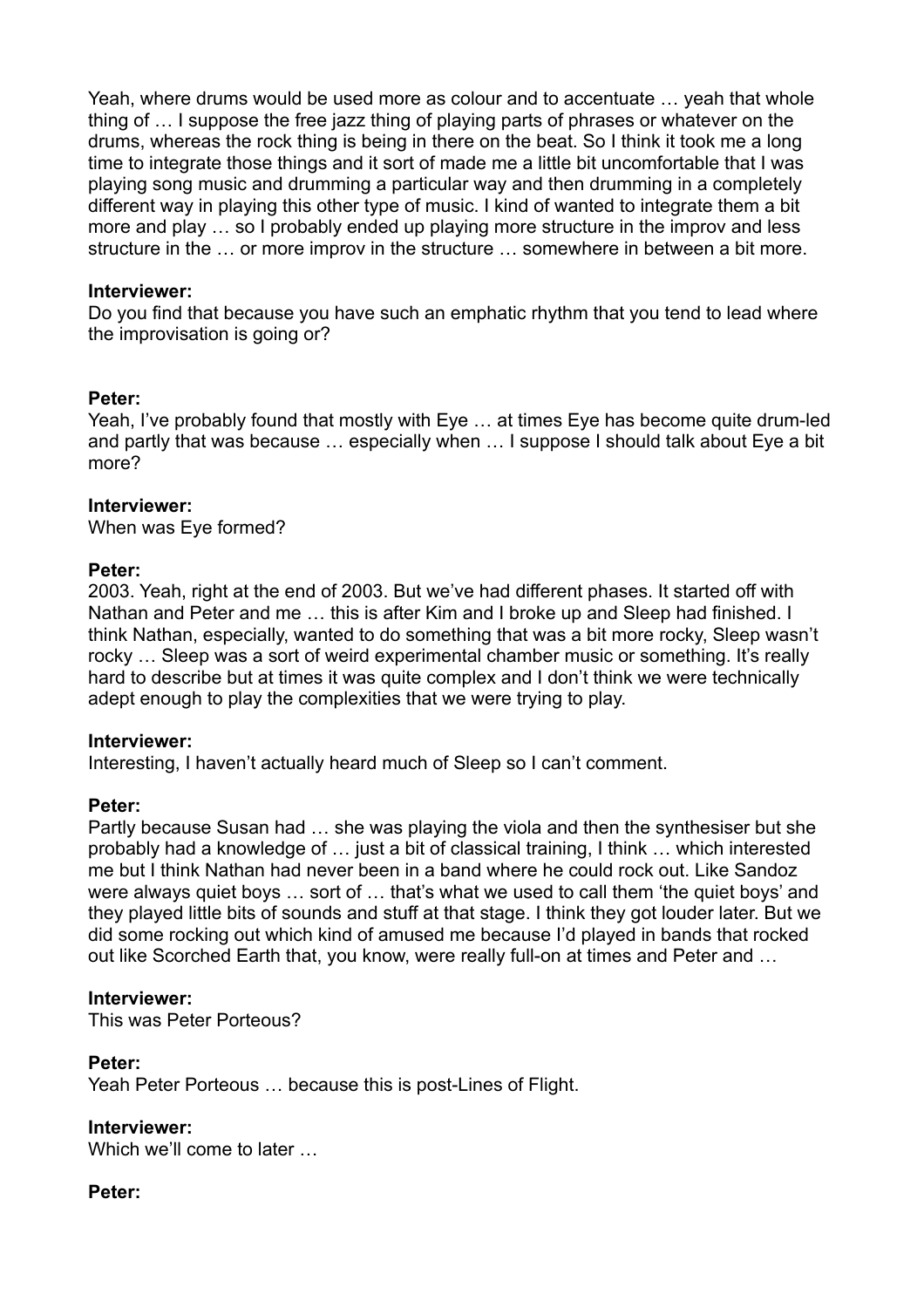Yeah, where drums would be used more as colour and to accentuate … yeah that whole thing of … I suppose the free jazz thing of playing parts of phrases or whatever on the drums, whereas the rock thing is being in there on the beat. So I think it took me a long time to integrate those things and it sort of made me a little bit uncomfortable that I was playing song music and drumming a particular way and then drumming in a completely different way in playing this other type of music. I kind of wanted to integrate them a bit more and play … so I probably ended up playing more structure in the improv and less structure in the … or more improv in the structure … somewhere in between a bit more.

**Interviewer:**
Do you find that because you have such an emphatic rhythm that you tend to lead where the improvisation is going or?

**Peter:**
Yeah, I've probably found that mostly with Eye … at times Eye has become quite drum-led and partly that was because … especially when … I suppose I should talk about Eye a bit more?

**Interviewer:**
When was Eye formed?

**Peter:**
2003. Yeah, right at the end of 2003. But we've had different phases. It started off with Nathan and Peter and me … this is after Kim and I broke up and Sleep had finished. I think Nathan, especially, wanted to do something that was a bit more rocky, Sleep wasn't rocky … Sleep was a sort of weird experimental chamber music or something. It's really hard to describe but at times it was quite complex and I don't think we were technically adept enough to play the complexities that we were trying to play.

**Interviewer:**
Interesting, I haven't actually heard much of Sleep so I can't comment.

**Peter:**
Partly because Susan had … she was playing the viola and then the synthesiser but she probably had a knowledge of … just a bit of classical training, I think … which interested me but I think Nathan had never been in a band where he could rock out. Like Sandoz were always quiet boys … sort of … that's what we used to call them 'the quiet boys' and they played little bits of sounds and stuff at that stage. I think they got louder later. But we did some rocking out which kind of amused me because I'd played in bands that rocked out like Scorched Earth that, you know, were really full-on at times and Peter and …

**Interviewer:**
This was Peter Porteous?

**Peter:**
Yeah Peter Porteous … because this is post-Lines of Flight.

**Interviewer:**
Which we'll come to later …

**Peter:**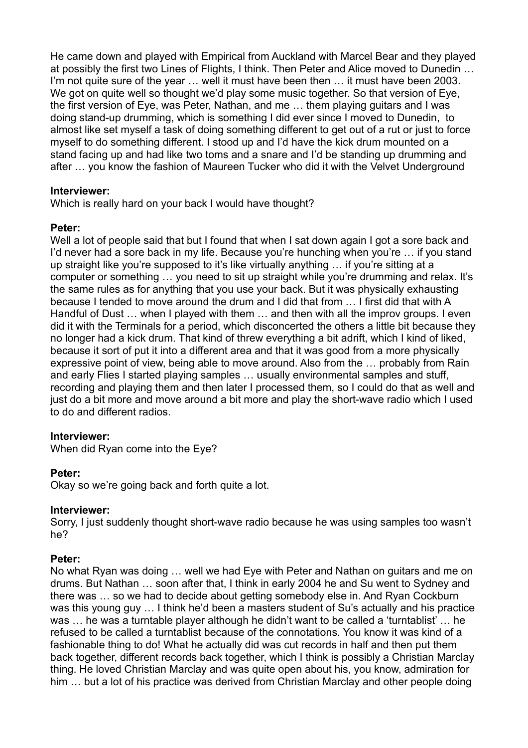He came down and played with Empirical from Auckland with Marcel Bear and they played at possibly the first two Lines of Flights, I think. Then Peter and Alice moved to Dunedin … I'm not quite sure of the year … well it must have been then … it must have been 2003. We got on quite well so thought we'd play some music together. So that version of Eye, the first version of Eye, was Peter, Nathan, and me … them playing guitars and I was doing stand-up drumming, which is something I did ever since I moved to Dunedin, to almost like set myself a task of doing something different to get out of a rut or just to force myself to do something different. I stood up and I'd have the kick drum mounted on a stand facing up and had like two toms and a snare and I'd be standing up drumming and after … you know the fashion of Maureen Tucker who did it with the Velvet Underground

**Interviewer:**
Which is really hard on your back I would have thought?

**Peter:**
Well a lot of people said that but I found that when I sat down again I got a sore back and I'd never had a sore back in my life. Because you're hunching when you're … if you stand up straight like you're supposed to it's like virtually anything … if you're sitting at a computer or something … you need to sit up straight while you're drumming and relax. It's the same rules as for anything that you use your back. But it was physically exhausting because I tended to move around the drum and I did that from … I first did that with A Handful of Dust … when I played with them … and then with all the improv groups. I even did it with the Terminals for a period, which disconcerted the others a little bit because they no longer had a kick drum. That kind of threw everything a bit adrift, which I kind of liked, because it sort of put it into a different area and that it was good from a more physically expressive point of view, being able to move around. Also from the … probably from Rain and early Flies I started playing samples … usually environmental samples and stuff, recording and playing them and then later I processed them, so I could do that as well and just do a bit more and move around a bit more and play the short-wave radio which I used to do and different radios.

**Interviewer:**
When did Ryan come into the Eye?

**Peter:**
Okay so we're going back and forth quite a lot.

**Interviewer:**
Sorry, I just suddenly thought short-wave radio because he was using samples too wasn't he?

**Peter:**
No what Ryan was doing … well we had Eye with Peter and Nathan on guitars and me on drums. But Nathan … soon after that, I think in early 2004 he and Su went to Sydney and there was … so we had to decide about getting somebody else in. And Ryan Cockburn was this young guy … I think he'd been a masters student of Su's actually and his practice was … he was a turntable player although he didn't want to be called a 'turntablist' … he refused to be called a turntablist because of the connotations. You know it was kind of a fashionable thing to do! What he actually did was cut records in half and then put them back together, different records back together, which I think is possibly a Christian Marclay thing. He loved Christian Marclay and was quite open about his, you know, admiration for him … but a lot of his practice was derived from Christian Marclay and other people doing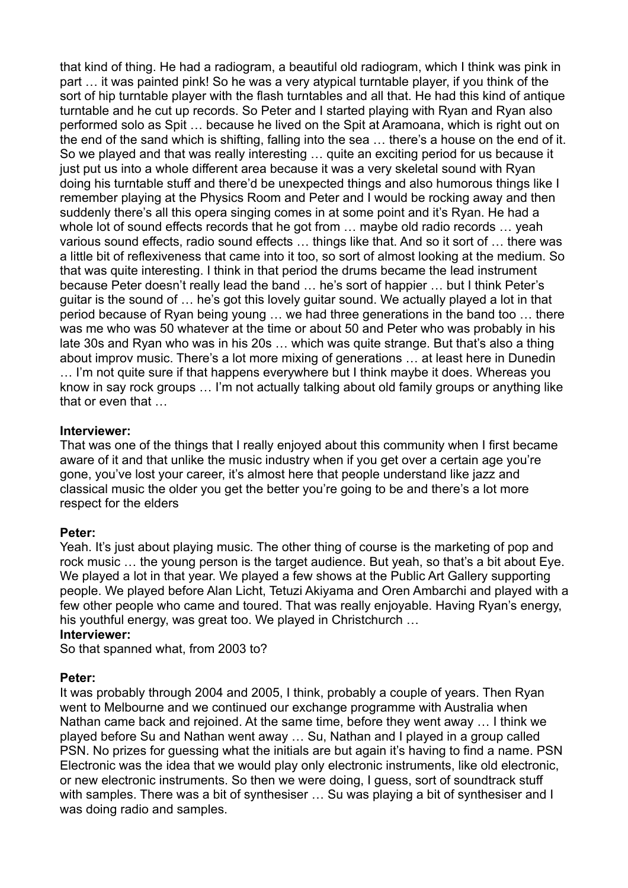that kind of thing. He had a radiogram, a beautiful old radiogram, which I think was pink in part … it was painted pink! So he was a very atypical turntable player, if you think of the sort of hip turntable player with the flash turntables and all that. He had this kind of antique turntable and he cut up records. So Peter and I started playing with Ryan and Ryan also performed solo as Spit … because he lived on the Spit at Aramoana, which is right out on the end of the sand which is shifting, falling into the sea … there's a house on the end of it. So we played and that was really interesting … quite an exciting period for us because it just put us into a whole different area because it was a very skeletal sound with Ryan doing his turntable stuff and there'd be unexpected things and also humorous things like I remember playing at the Physics Room and Peter and I would be rocking away and then suddenly there's all this opera singing comes in at some point and it's Ryan. He had a whole lot of sound effects records that he got from … maybe old radio records … yeah various sound effects, radio sound effects … things like that. And so it sort of … there was a little bit of reflexiveness that came into it too, so sort of almost looking at the medium. So that was quite interesting. I think in that period the drums became the lead instrument because Peter doesn't really lead the band … he's sort of happier … but I think Peter's guitar is the sound of … he's got this lovely guitar sound. We actually played a lot in that period because of Ryan being young … we had three generations in the band too … there was me who was 50 whatever at the time or about 50 and Peter who was probably in his late 30s and Ryan who was in his 20s … which was quite strange. But that's also a thing about improv music. There's a lot more mixing of generations … at least here in Dunedin … I'm not quite sure if that happens everywhere but I think maybe it does. Whereas you know in say rock groups … I'm not actually talking about old family groups or anything like that or even that …

**Interviewer:**
That was one of the things that I really enjoyed about this community when I first became aware of it and that unlike the music industry when if you get over a certain age you're gone, you've lost your career, it's almost here that people understand like jazz and classical music the older you get the better you're going to be and there's a lot more respect for the elders

**Peter:**
Yeah. It's just about playing music. The other thing of course is the marketing of pop and rock music … the young person is the target audience. But yeah, so that's a bit about Eye. We played a lot in that year. We played a few shows at the Public Art Gallery supporting people. We played before Alan Licht, Tetuzi Akiyama and Oren Ambarchi and played with a few other people who came and toured. That was really enjoyable. Having Ryan's energy, his youthful energy, was great too. We played in Christchurch …

**Interviewer:**
So that spanned what, from 2003 to?

**Peter:**
It was probably through 2004 and 2005, I think, probably a couple of years. Then Ryan went to Melbourne and we continued our exchange programme with Australia when Nathan came back and rejoined. At the same time, before they went away … I think we played before Su and Nathan went away … Su, Nathan and I played in a group called PSN. No prizes for guessing what the initials are but again it's having to find a name. PSN Electronic was the idea that we would play only electronic instruments, like old electronic, or new electronic instruments. So then we were doing, I guess, sort of soundtrack stuff with samples. There was a bit of synthesiser … Su was playing a bit of synthesiser and I was doing radio and samples.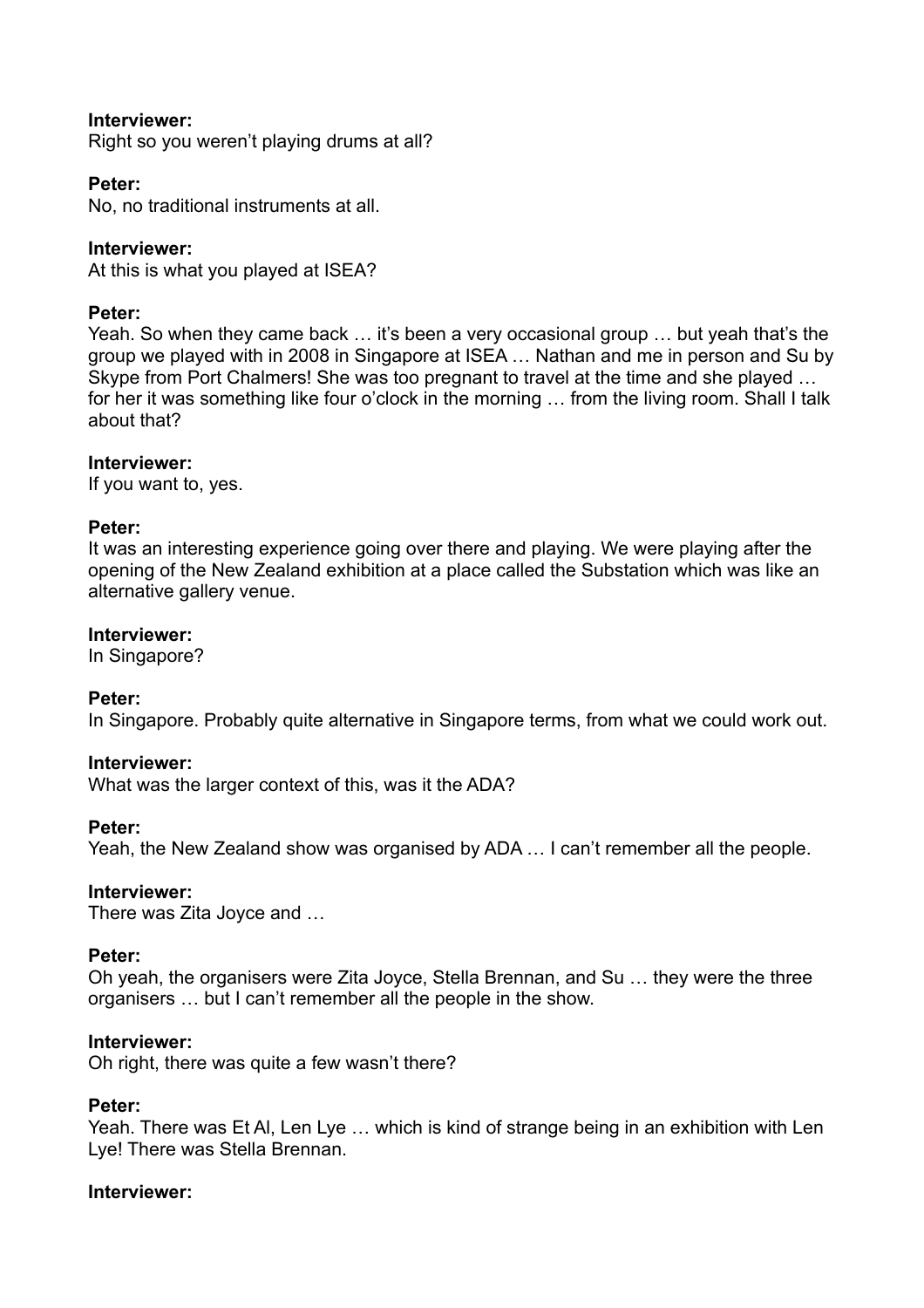**Interviewer:**
Right so you weren't playing drums at all?

**Peter:**
No, no traditional instruments at all.

**Interviewer:**
At this is what you played at ISEA?

**Peter:**
Yeah. So when they came back … it's been a very occasional group … but yeah that's the group we played with in 2008 in Singapore at ISEA … Nathan and me in person and Su by Skype from Port Chalmers! She was too pregnant to travel at the time and she played … for her it was something like four o'clock in the morning … from the living room. Shall I talk about that?

**Interviewer:**
If you want to, yes.

**Peter:**
It was an interesting experience going over there and playing. We were playing after the opening of the New Zealand exhibition at a place called the Substation which was like an alternative gallery venue.

**Interviewer:**
In Singapore?

**Peter:**
In Singapore. Probably quite alternative in Singapore terms, from what we could work out.

**Interviewer:**
What was the larger context of this, was it the ADA?

**Peter:**
Yeah, the New Zealand show was organised by ADA … I can't remember all the people.

**Interviewer:**
There was Zita Joyce and …

**Peter:**
Oh yeah, the organisers were Zita Joyce, Stella Brennan, and Su … they were the three organisers … but I can't remember all the people in the show.

**Interviewer:**
Oh right, there was quite a few wasn't there?

**Peter:**
Yeah. There was Et Al, Len Lye … which is kind of strange being in an exhibition with Len Lye! There was Stella Brennan.

**Interviewer:**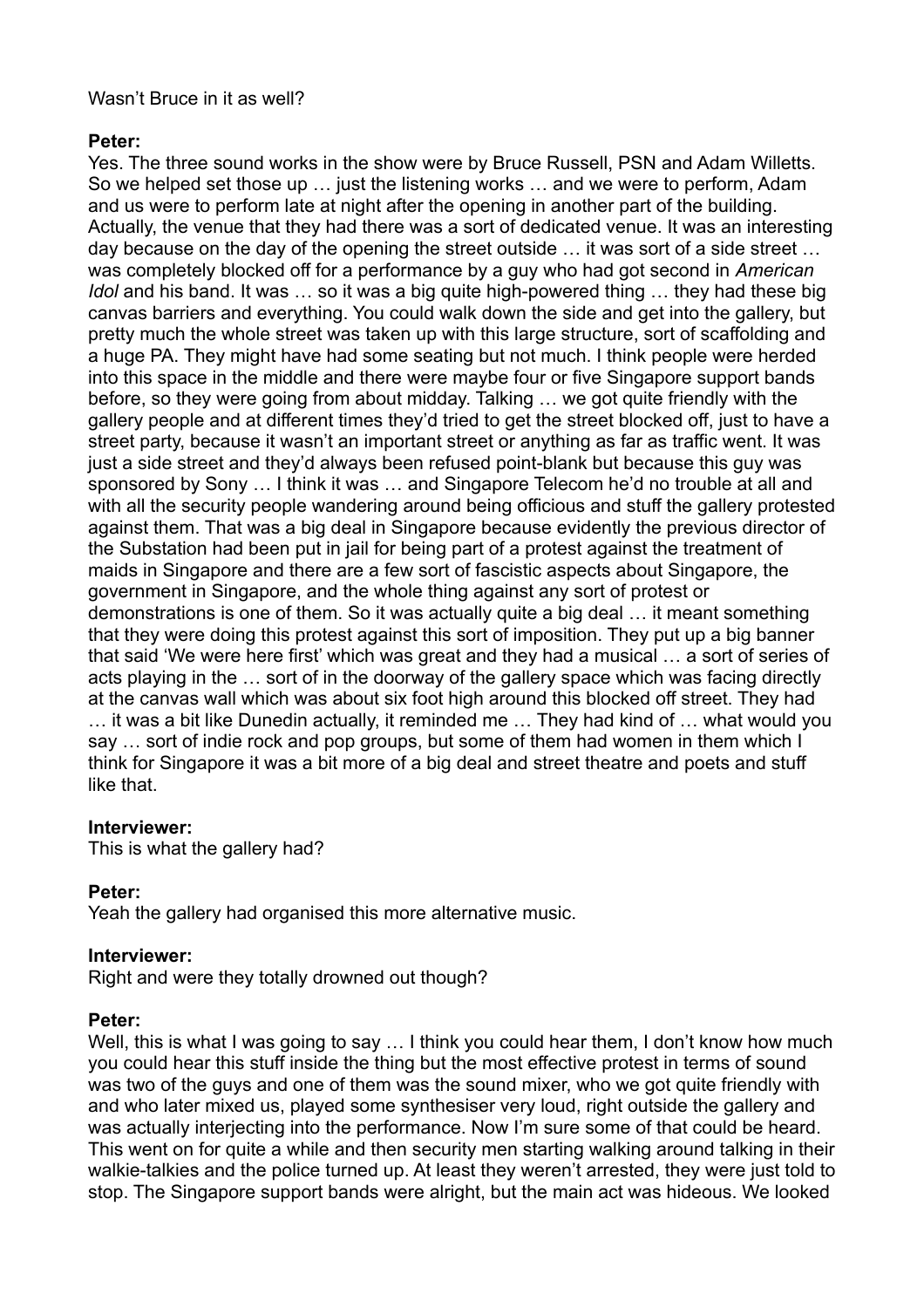Wasn't Bruce in it as well?

**Peter:**
Yes. The three sound works in the show were by Bruce Russell, PSN and Adam Willetts. So we helped set those up … just the listening works … and we were to perform, Adam and us were to perform late at night after the opening in another part of the building. Actually, the venue that they had there was a sort of dedicated venue. It was an interesting day because on the day of the opening the street outside … it was sort of a side street … was completely blocked off for a performance by a guy who had got second in *American Idol* and his band. It was … so it was a big quite high-powered thing … they had these big canvas barriers and everything. You could walk down the side and get into the gallery, but pretty much the whole street was taken up with this large structure, sort of scaffolding and a huge PA. They might have had some seating but not much. I think people were herded into this space in the middle and there were maybe four or five Singapore support bands before, so they were going from about midday. Talking … we got quite friendly with the gallery people and at different times they'd tried to get the street blocked off, just to have a street party, because it wasn't an important street or anything as far as traffic went. It was just a side street and they'd always been refused point-blank but because this guy was sponsored by Sony … I think it was … and Singapore Telecom he'd no trouble at all and with all the security people wandering around being officious and stuff the gallery protested against them. That was a big deal in Singapore because evidently the previous director of the Substation had been put in jail for being part of a protest against the treatment of maids in Singapore and there are a few sort of fascistic aspects about Singapore, the government in Singapore, and the whole thing against any sort of protest or demonstrations is one of them. So it was actually quite a big deal … it meant something that they were doing this protest against this sort of imposition. They put up a big banner that said 'We were here first' which was great and they had a musical … a sort of series of acts playing in the … sort of in the doorway of the gallery space which was facing directly at the canvas wall which was about six foot high around this blocked off street. They had … it was a bit like Dunedin actually, it reminded me … They had kind of … what would you say … sort of indie rock and pop groups, but some of them had women in them which I think for Singapore it was a bit more of a big deal and street theatre and poets and stuff like that.

**Interviewer:**
This is what the gallery had?

**Peter:**
Yeah the gallery had organised this more alternative music.

**Interviewer:**
Right and were they totally drowned out though?

**Peter:**
Well, this is what I was going to say … I think you could hear them, I don't know how much you could hear this stuff inside the thing but the most effective protest in terms of sound was two of the guys and one of them was the sound mixer, who we got quite friendly with and who later mixed us, played some synthesiser very loud, right outside the gallery and was actually interjecting into the performance. Now I'm sure some of that could be heard. This went on for quite a while and then security men starting walking around talking in their walkie-talkies and the police turned up. At least they weren't arrested, they were just told to stop. The Singapore support bands were alright, but the main act was hideous. We looked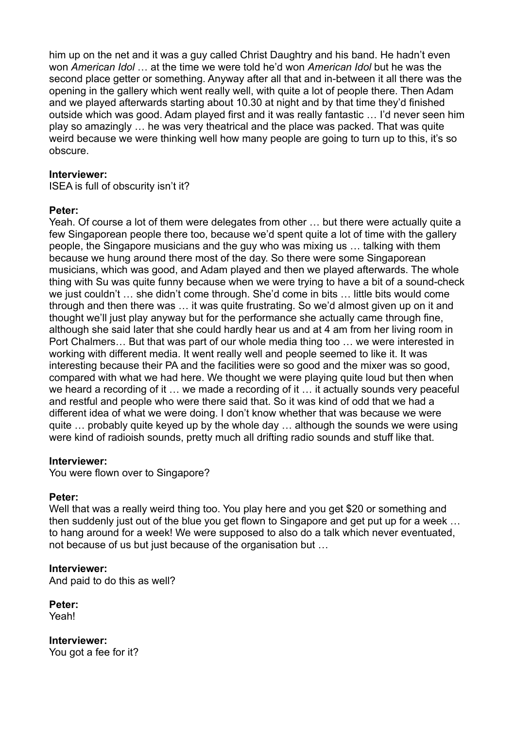him up on the net and it was a guy called Christ Daughtry and his band. He hadn't even won *American Idol* … at the time we were told he'd won *American Idol* but he was the second place getter or something. Anyway after all that and in-between it all there was the opening in the gallery which went really well, with quite a lot of people there. Then Adam and we played afterwards starting about 10.30 at night and by that time they'd finished outside which was good. Adam played first and it was really fantastic … I'd never seen him play so amazingly … he was very theatrical and the place was packed. That was quite weird because we were thinking well how many people are going to turn up to this, it's so obscure.

**Interviewer:**
ISEA is full of obscurity isn't it?

**Peter:**
Yeah. Of course a lot of them were delegates from other … but there were actually quite a few Singaporean people there too, because we'd spent quite a lot of time with the gallery people, the Singapore musicians and the guy who was mixing us … talking with them because we hung around there most of the day. So there were some Singaporean musicians, which was good, and Adam played and then we played afterwards. The whole thing with Su was quite funny because when we were trying to have a bit of a sound-check we just couldn't … she didn't come through. She'd come in bits … little bits would come through and then there was … it was quite frustrating. So we'd almost given up on it and thought we'll just play anyway but for the performance she actually came through fine, although she said later that she could hardly hear us and at 4 am from her living room in Port Chalmers… But that was part of our whole media thing too … we were interested in working with different media. It went really well and people seemed to like it. It was interesting because their PA and the facilities were so good and the mixer was so good, compared with what we had here. We thought we were playing quite loud but then when we heard a recording of it … we made a recording of it … it actually sounds very peaceful and restful and people who were there said that. So it was kind of odd that we had a different idea of what we were doing. I don't know whether that was because we were quite … probably quite keyed up by the whole day … although the sounds we were using were kind of radioish sounds, pretty much all drifting radio sounds and stuff like that.

**Interviewer:**
You were flown over to Singapore?

**Peter:**
Well that was a really weird thing too. You play here and you get $20 or something and then suddenly just out of the blue you get flown to Singapore and get put up for a week … to hang around for a week! We were supposed to also do a talk which never eventuated, not because of us but just because of the organisation but …

**Interviewer:**
And paid to do this as well?

**Peter:**
Yeah!

**Interviewer:**
You got a fee for it?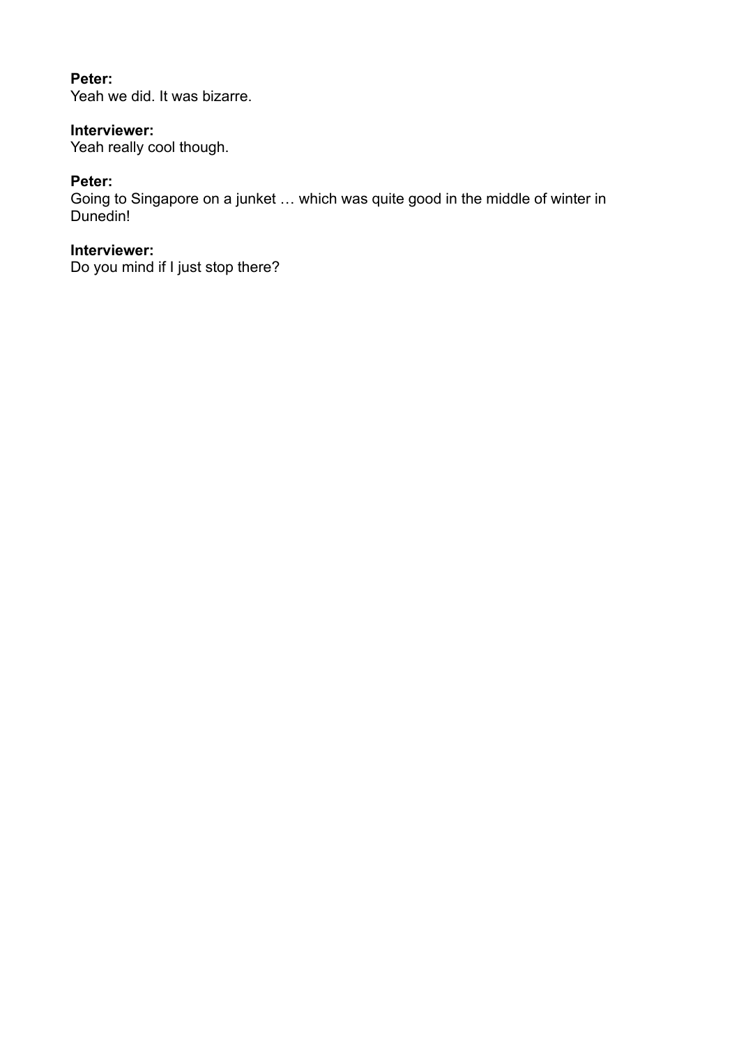**Peter:**
Yeah we did. It was bizarre.

**Interviewer:**
Yeah really cool though.

**Peter:**
Going to Singapore on a junket … which was quite good in the middle of winter in Dunedin!

**Interviewer:**
Do you mind if I just stop there?